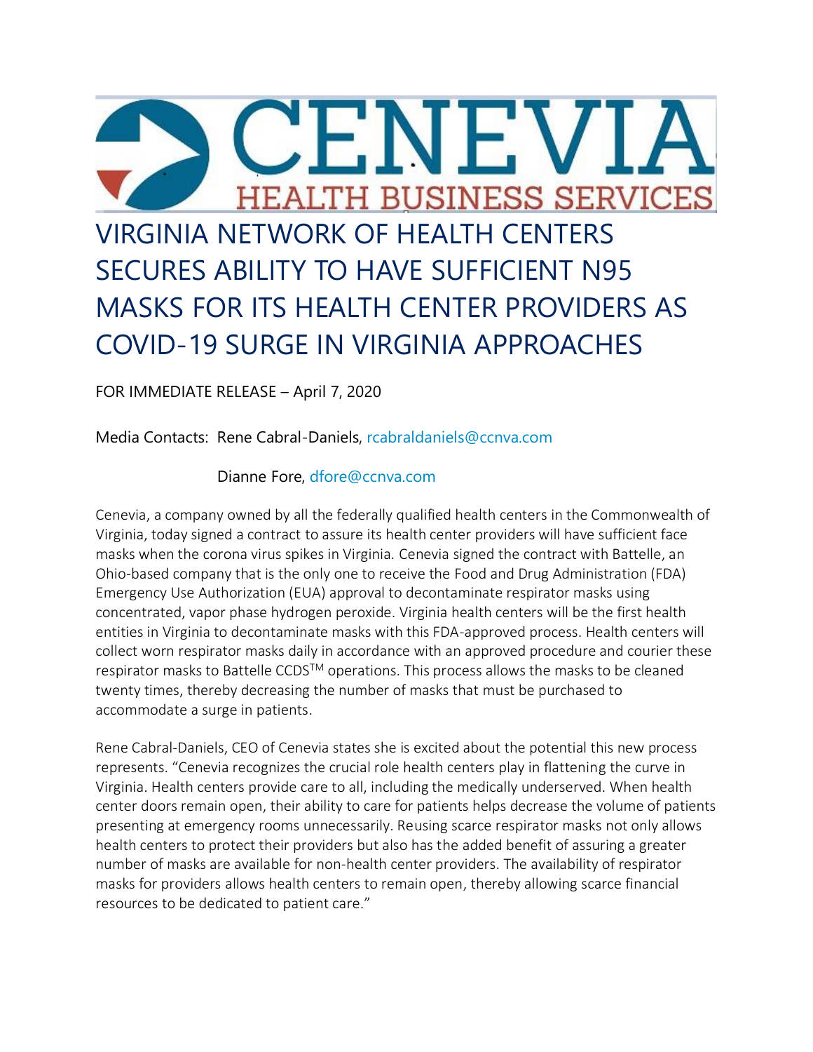CENEVIA

HEALTH BUSINESS SERVICES

# VIRGINIA NETWORK OF HEALTH CENTERS SECURES ABILITY TO HAVE SUFFICIENT N95 MASKS FOR ITS HEALTH CENTER PROVIDERS AS COVID-19 SURGE IN VIRGINIA APPROACHES

FOR IMMEDIATE RELEASE – April 7, 2020

Media Contacts: Rene Cabral-Daniels, rcabraldaniels@ccnva.com

Dianne Fore, dfore@ccnva.com

Cenevia, a company owned by all the federally qualified health centers in the Commonwealth of Virginia, today signed a contract to assure its health center providers will have sufficient face masks when the corona virus spikes in Virginia. Cenevia signed the contract with Battelle, an Ohio-based company that is the only one to receive the Food and Drug Administration (FDA) Emergency Use Authorization (EUA) approval to decontaminate respirator masks using concentrated, vapor phase hydrogen peroxide. Virginia health centers will be the first health entities in Virginia to decontaminate masks with this FDA-approved process. Health centers will collect worn respirator masks daily in accordance with an approved procedure and courier these respirator masks to Battelle CCDS™ operations. This process allows the masks to be cleaned twenty times, thereby decreasing the number of masks that must be purchased to accommodate a surge in patients.

Rene Cabral-Daniels, CEO of Cenevia states she is excited about the potential this new process represents. "Cenevia recognizes the crucial role health centers play in flattening the curve in Virginia. Health centers provide care to all, including the medically underserved. When health center doors remain open, their ability to care for patients helps decrease the volume of patients presenting at emergency rooms unnecessarily. Reusing scarce respirator masks not only allows health centers to protect their providers but also has the added benefit of assuring a greater number of masks are available for non-health center providers. The availability of respirator masks for providers allows health centers to remain open, thereby allowing scarce financial resources to be dedicated to patient care."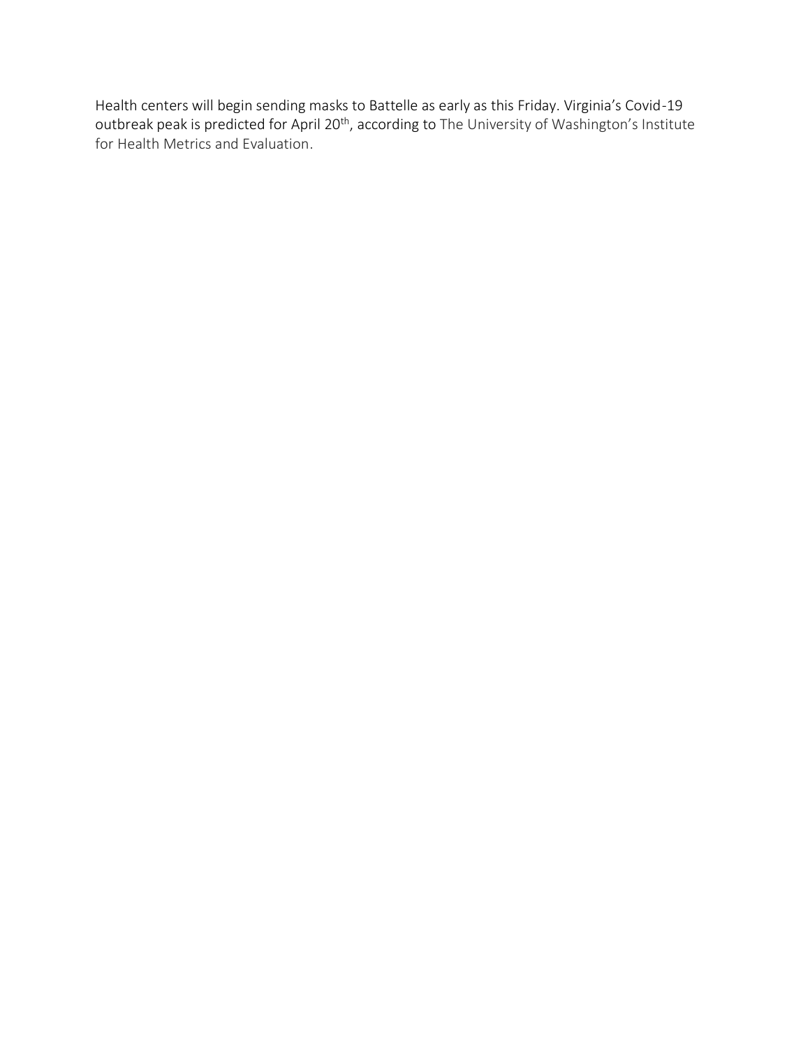Health centers will begin sending masks to Battelle as early as this Friday. Virginia's Covid-19 outbreak peak is predicted for April 20th, according to The University of Washington's Institute for Health Metrics and Evaluation.